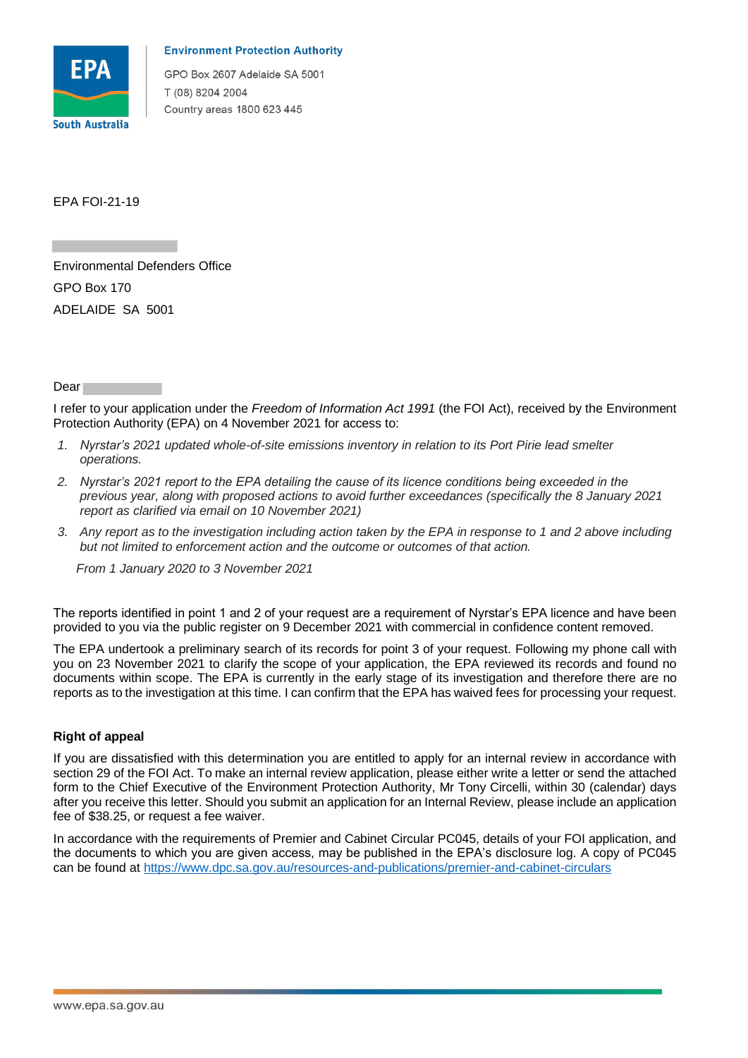**Environment Protection Authority**

GPO Box 2607 Adelaide SA 5001

T (08) 8204 2004

Country areas 1800 623 445

EPA FOI-21-19

Environmental Defenders Office

GPO Box 170

ADELAIDE SA 5001

Dear

I refer to your application under the *Freedom of Information Act 1991* (the FOI Act), received by the Environment Protection Authority (EPA) on 4 November 2021 for access to:

1. *Nyrstar's 2021 updated whole-of-site emissions inventory in relation to its Port Pirie lead smelter operations.*
2. *Nyrstar's 2021 report to the EPA detailing the cause of its licence conditions being exceeded in the previous year, along with proposed actions to avoid further exceedances (specifically the 8 January 2021 report as clarified via email on 10 November 2021)*
3. *Any report as to the investigation including action taken by the EPA in response to 1 and 2 above including but not limited to enforcement action and the outcome or outcomes of that action.*

*From 1 January 2020 to 3 November 2021*

The reports identified in point 1 and 2 of your request are a requirement of Nyrstar's EPA licence and have been provided to you via the public register on 9 December 2021 with commercial in confidence content removed.

The EPA undertook a preliminary search of its records for point 3 of your request. Following my phone call with you on 23 November 2021 to clarify the scope of your application, the EPA reviewed its records and found no documents within scope. The EPA is currently in the early stage of its investigation and therefore there are no reports as to the investigation at this time. I can confirm that the EPA has waived fees for processing your request.

**Right of appeal**

If you are dissatisfied with this determination you are entitled to apply for an internal review in accordance with section 29 of the FOI Act. To make an internal review application, please either write a letter or send the attached form to the Chief Executive of the Environment Protection Authority, Mr Tony Circelli, within 30 (calendar) days after you receive this letter. Should you submit an application for an Internal Review, please include an application fee of $38.25, or request a fee waiver.

In accordance with the requirements of Premier and Cabinet Circular PC045, details of your FOI application, and the documents to which you are given access, may be published in the EPA's disclosure log. A copy of PC045 can be found at https://www.dpc.sa.gov.au/resources-and-publications/premier-and-cabinet-circulars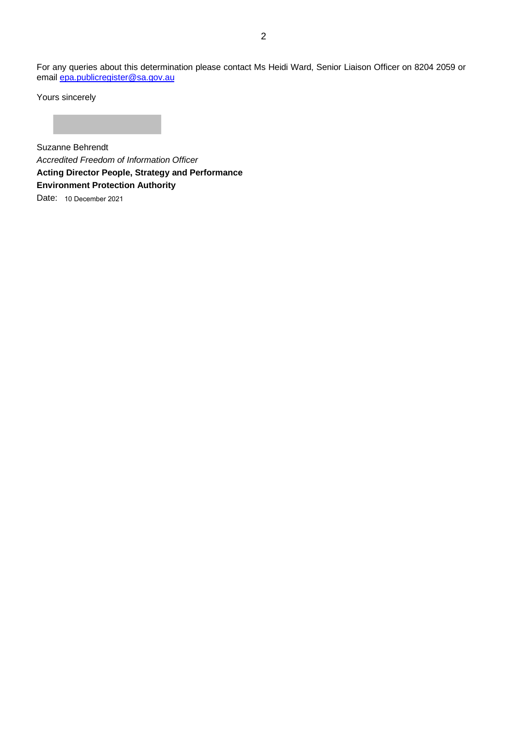For any queries about this determination please contact Ms Heidi Ward, Senior Liaison Officer on 8204 2059 or email [epa.publicregister@sa.gov.au](mailto:epa.publicregister@sa.gov.au)

Yours sincerely

Suzanne Behrendt
*Accredited Freedom of Information Officer*
**Acting Director People, Strategy and Performance**
**Environment Protection Authority**
Date: 10 December 2021